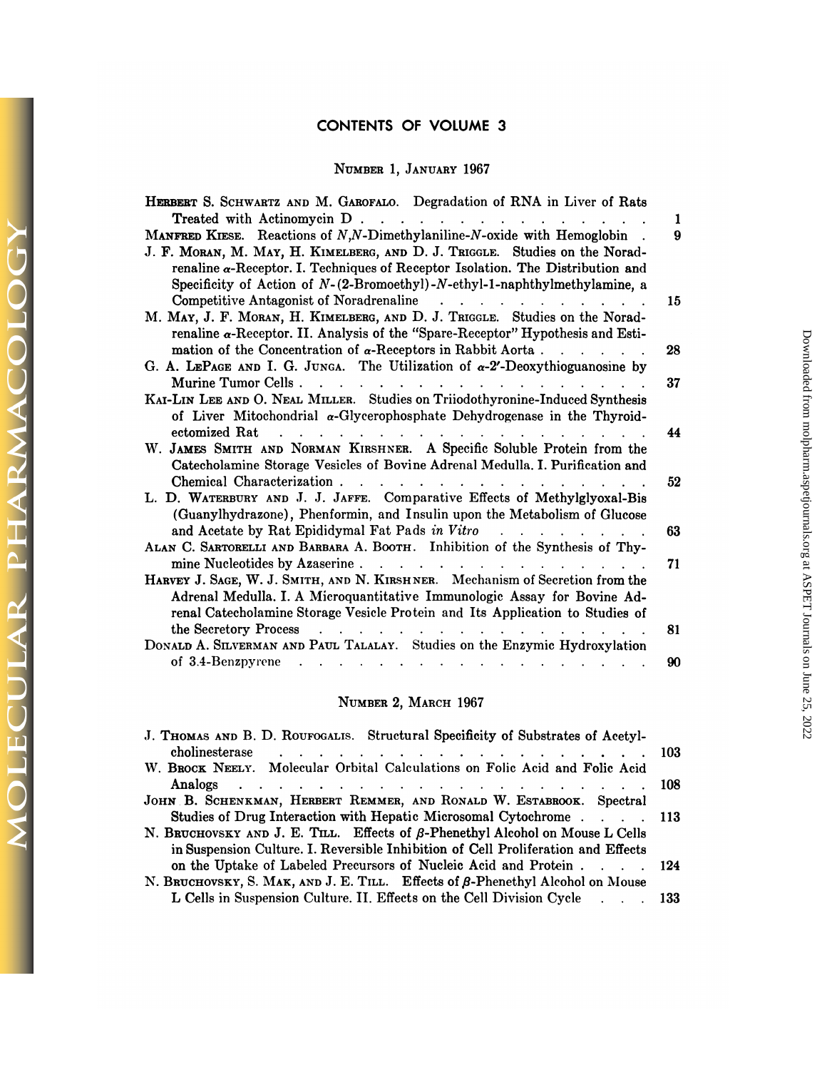# CONTENTS OF VOLUME 3

## NUMBER 1, JANUARY 1967

HERBERT S. SCHWARTZ AND M. GAROFALO. Degradation of RNA in Liver of Rats Treated with Actinomycin D . . . . . . . . . . . . . . . . 1

MANFRED KIESE. Reactions of N,N-Dimethylaniline-N-oxide with Hemoglobin . 9

J. F. MORAN, M. MAY, H. KIMELBERG, AND D. J. TRIGGLE. Studies on the Noradrenaline α-Receptor. I. Techniques of Receptor Isolation. The Distribution and Specificity of Action of N-(2-Bromoethyl)-N-ethyl-1-naphthylmethylamine, a Competitive Antagonist of Noradrenaline . . . . . . . . . . . . 15

M. MAY, J. F. MORAN, H. KIMELBERG, AND D. J. TRIGGLE. Studies on the Noradrenaline α-Receptor. II. Analysis of the "Spare-Receptor" Hypothesis and Estimation of the Concentration of α-Receptors in Rabbit Aorta . . . . . . 28

G. A. LEPAGE AND I. G. JUNGA. The Utilization of α-2′-Deoxythioguanosine by Murine Tumor Cells . . . . . . . . . . . . . . . . . . 37

KAI-LIN LEE AND O. NEAL MILLER. Studies on Triiodothyronine-Induced Synthesis of Liver Mitochondrial α-Glycerophosphate Dehydrogenase in the Thyroidectomized Rat . . . . . . . . . . . . . . . . . . . . . 44

W. JAMES SMITH AND NORMAN KIRSHNER. A Specific Soluble Protein from the Catecholamine Storage Vesicles of Bovine Adrenal Medulla. I. Purification and Chemical Characterization . . . . . . . . . . . . . . . . . 52

L. D. WATERBURY AND J. J. JAFFE. Comparative Effects of Methylglyoxal-Bis (Guanylhydrazone), Phenformin, and Insulin upon the Metabolism of Glucose and Acetate by Rat Epididymal Fat Pads *in Vitro* . . . . . . . . . 63

ALAN C. SARTORELLI AND BARBARA A. BOOTH. Inhibition of the Synthesis of Thymine Nucleotides by Azaserine . . . . . . . . . . . . . . . . . 71

HARVEY J. SAGE, W. J. SMITH, AND N. KIRSHNER. Mechanism of Secretion from the Adrenal Medulla. I. A Microquantitative Immunologic Assay for Bovine Adrenal Catecholamine Storage Vesicle Protein and Its Application to Studies of the Secretory Process . . . . . . . . . . . . . . . . . . 81

DONALD A. SILVERMAN AND PAUL TALALAY. Studies on the Enzymic Hydroxylation of 3,4-Benzpyrene . . . . . . . . . . . . . . . . . . . 90

## NUMBER 2, MARCH 1967

J. THOMAS AND B. D. ROUFOGALIS. Structural Specificity of Substrates of Acetylcholinesterase . . . . . . . . . . . . . . . . . . . . . 103

W. BROCK NEELY. Molecular Orbital Calculations on Folic Acid and Folic Acid Analogs . . . . . . . . . . . . . . . . . . . . . . . 108

JOHN B. SCHENKMAN, HERBERT REMMER, AND RONALD W. ESTABROOK. Spectral Studies of Drug Interaction with Hepatic Microsomal Cytochrome . . . . 113

N. BRUCHOVSKY AND J. E. TILL. Effects of β-Phenethyl Alcohol on Mouse L Cells in Suspension Culture. I. Reversible Inhibition of Cell Proliferation and Effects on the Uptake of Labeled Precursors of Nucleic Acid and Protein . . . . 124

N. BRUCHOVSKY, S. MAK, AND J. E. TILL. Effects of β-Phenethyl Alcohol on Mouse L Cells in Suspension Culture. II. Effects on the Cell Division Cycle . . . 133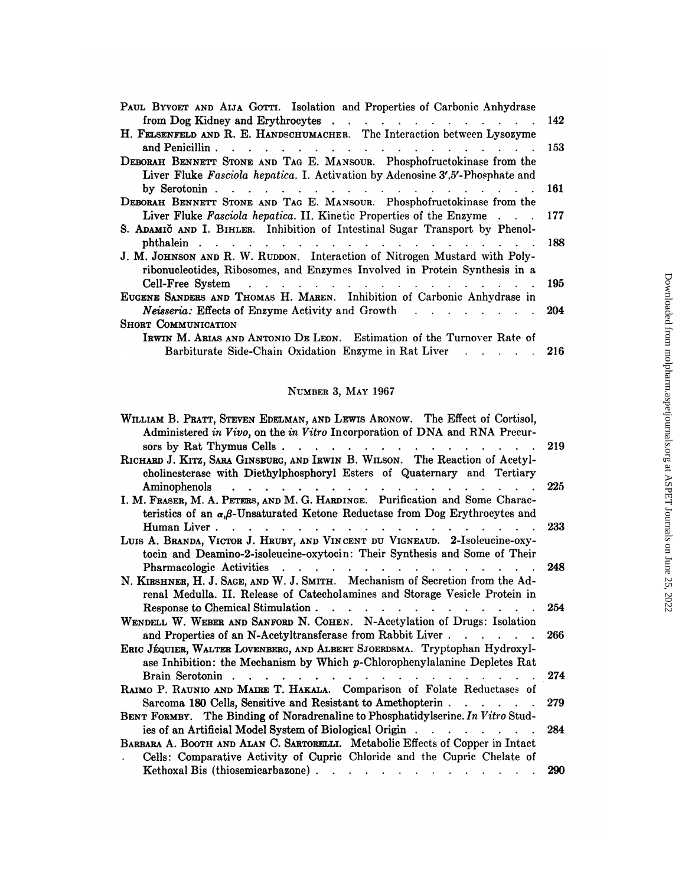Paul Byvoet and Aija Gotti. Isolation and Properties of Carbonic Anhydrase from Dog Kidney and Erythrocytes . . . . . . . . . . . . . 142

H. Felsenfeld and R. E. Handschumacher. The Interaction between Lysozyme and Penicillin . . . . . . . . . . . . . . . . . . . 153

Deborah Bennett Stone and Tag E. Mansour. Phosphofructokinase from the Liver Fluke *Fasciola hepatica*. I. Activation by Adenosine 3′,5′-Phosphate and by Serotonin . . . . . . . . . . . . . . . . . . . 161

Deborah Bennett Stone and Tag E. Mansour. Phosphofructokinase from the Liver Fluke *Fasciola hepatica*. II. Kinetic Properties of the Enzyme . . . 177

Š. Adamič and I. Bihler. Inhibition of Intestinal Sugar Transport by Phenolphthalein . . . . . . . . . . . . . . . . . . . 188

J. M. Johnson and R. W. Ruddon. Interaction of Nitrogen Mustard with Polyribonucleotides, Ribosomes, and Enzymes Involved in Protein Synthesis in a Cell-Free System . . . . . . . . . . . . . . . . . . . 195

Eugene Sanders and Thomas H. Maren. Inhibition of Carbonic Anhydrase in *Neisseria:* Effects of Enzyme Activity and Growth . . . . . . . . . 204

Short Communication

Irwin M. Arias and Antonio De Leon. Estimation of the Turnover Rate of Barbiturate Side-Chain Oxidation Enzyme in Rat Liver . . . . . . 216

## Number 3, May 1967

William B. Pratt, Steven Edelman, and Lewis Aronow. The Effect of Cortisol, Administered *in Vivo*, on the *in Vitro* Incorporation of DNA and RNA Precursors by Rat Thymus Cells . . . . . . . . . . . . . . . 219

Richard J. Kitz, Sara Ginsburg, and Irwin B. Wilson. The Reaction of Acetylcholinesterase with Diethylphosphoryl Esters of Quaternary and Tertiary Aminophenols . . . . . . . . . . . . . . . . . . . 225

I. M. Fraser, M. A. Peters, and M. G. Hardinge. Purification and Some Characteristics of an $\alpha,\beta$-Unsaturated Ketone Reductase from Dog Erythrocytes and Human Liver . . . . . . . . . . . . . . . . . . . 233

Luis A. Branda, Victor J. Hruby, and Vincent du Vigneaud. 2-Isoleucine-oxytocin and Deamino-2-isoleucine-oxytocin: Their Synthesis and Some of Their Pharmacologic Activities . . . . . . . . . . . . . . . . . 248

N. Kirshner, H. J. Sage, and W. J. Smith. Mechanism of Secretion from the Adrenal Medulla. II. Release of Catecholamines and Storage Vesicle Protein in Response to Chemical Stimulation . . . . . . . . . . . . . . 254

Wendell W. Weber and Sanford N. Cohen. N-Acetylation of Drugs: Isolation and Properties of an N-Acetyltransferase from Rabbit Liver . . . . . . 266

Eric Jéquier, Walter Lovenberg, and Albert Sjoerdsma. Tryptophan Hydroxylase Inhibition: the Mechanism by Which *p*-Chlorophenylalanine Depletes Rat Brain Serotonin . . . . . . . . . . . . . . . . . . . 274

Raimo P. Raunio and Maire T. Hakala. Comparison of Folate Reductases of Sarcoma 180 Cells, Sensitive and Resistant to Amethopterin . . . . . . 279

Bent Formby. The Binding of Noradrenaline to Phosphatidylserine. *In Vitro* Studies of an Artificial Model System of Biological Origin . . . . . . . . 284

Barbara A. Booth and Alan C. Sartorelli. Metabolic Effects of Copper in Intact Cells: Comparative Activity of Cupric Chloride and the Cupric Chelate of Kethoxal Bis (thiosemicarbazone) . . . . . . . . . . . . . . 290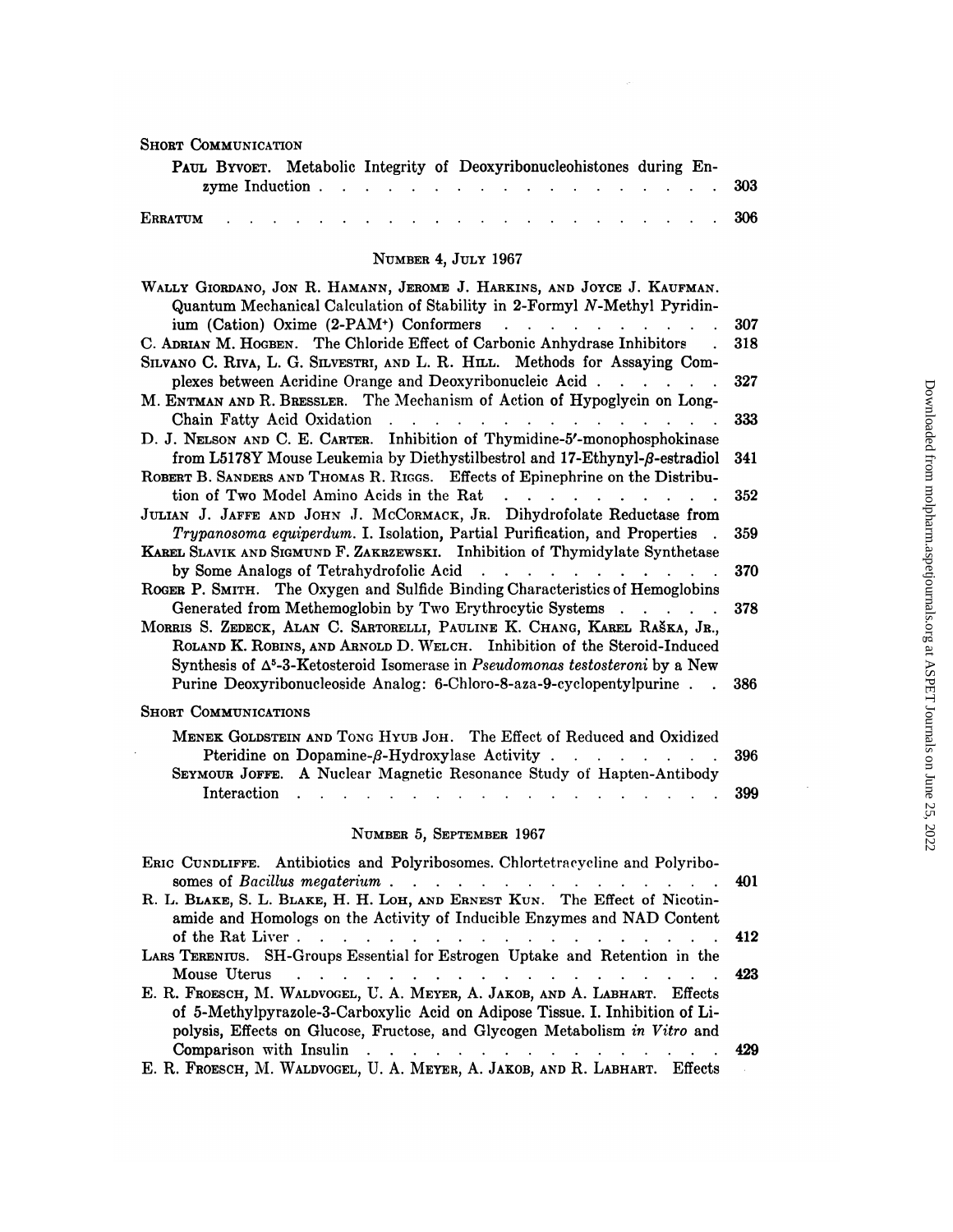SHORT COMMUNICATION

PAUL BYVOET. Metabolic Integrity of Deoxyribonucleohistones during Enzyme Induction . . . . . . . . . . . . . . . . . . . 303

ERRATUM . . . . . . . . . . . . . . . . . . . . . . . . 306

## NUMBER 4, JULY 1967

WALLY GIORDANO, JON R. HAMANN, JEROME J. HARKINS, AND JOYCE J. KAUFMAN. Quantum Mechanical Calculation of Stability in 2-Formyl *N*-Methyl Pyridinium (Cation) Oxime (2-PAM$^+$) Conformers . . . . . . . . . . 307

C. ADRIAN M. HOGBEN. The Chloride Effect of Carbonic Anhydrase Inhibitors . 318

SILVANO C. RIVA, L. G. SILVESTRI, AND L. R. HILL. Methods for Assaying Complexes between Acridine Orange and Deoxyribonucleic Acid . . . . . . 327

M. ENTMAN AND R. BRESSLER. The Mechanism of Action of Hypoglycin on Long-Chain Fatty Acid Oxidation . . . . . . . . . . . . . . . . 333

D. J. NELSON AND C. E. CARTER. Inhibition of Thymidine-5′-monophosphokinase from L5178Y Mouse Leukemia by Diethystilbestrol and 17-Ethynyl-$\beta$-estradiol 341

ROBERT B. SANDERS AND THOMAS R. RIGGS. Effects of Epinephrine on the Distribution of Two Model Amino Acids in the Rat . . . . . . . . . . . 352

JULIAN J. JAFFE AND JOHN J. MCCORMACK, JR. Dihydrofolate Reductase from *Trypanosoma equiperdum*. I. Isolation, Partial Purification, and Properties . 359

KAREL SLAVIK AND SIGMUND F. ZAKRZEWSKI. Inhibition of Thymidylate Synthetase by Some Analogs of Tetrahydrofolic Acid . . . . . . . . . . . . 370

ROGER P. SMITH. The Oxygen and Sulfide Binding Characteristics of Hemoglobins Generated from Methemoglobin by Two Erythrocytic Systems . . . . . 378

MORRIS S. ZEDECK, ALAN C. SARTORELLI, PAULINE K. CHANG, KAREL RAŠKA, JR., ROLAND K. ROBINS, AND ARNOLD D. WELCH. Inhibition of the Steroid-Induced Synthesis of $\Delta^5$-3-Ketosteroid Isomerase in *Pseudomonas testosteroni* by a New Purine Deoxyribonucleoside Analog: 6-Chloro-8-aza-9-cyclopentylpurine . . 386

SHORT COMMUNICATIONS

MENEK GOLDSTEIN AND TONG HYUB JOH. The Effect of Reduced and Oxidized Pteridine on Dopamine-$\beta$-Hydroxylase Activity . . . . . . . . . 396

SEYMOUR JOFFE. A Nuclear Magnetic Resonance Study of Hapten-Antibody Interaction . . . . . . . . . . . . . . . . . . . . 399

## NUMBER 5, SEPTEMBER 1967

ERIC CUNDLIFFE. Antibiotics and Polyribosomes. Chlortetracycline and Polyribosomes of *Bacillus megaterium* . . . . . . . . . . . . . . . 401

R. L. BLAKE, S. L. BLAKE, H. H. LOH, AND ERNEST KUN. The Effect of Nicotinamide and Homologs on the Activity of Inducible Enzymes and NAD Content of the Rat Liver . . . . . . . . . . . . . . . . . . . . 412

LARS TERENIUS. SH-Groups Essential for Estrogen Uptake and Retention in the Mouse Uterus . . . . . . . . . . . . . . . . . . . . 423

E. R. FROESCH, M. WALDVOGEL, U. A. MEYER, A. JAKOB, AND A. LABHART. Effects of 5-Methylpyrazole-3-Carboxylic Acid on Adipose Tissue. I. Inhibition of Lipolysis, Effects on Glucose, Fructose, and Glycogen Metabolism *in Vitro* and Comparison with Insulin . . . . . . . . . . . . . . . . . 429

E. R. FROESCH, M. WALDVOGEL, U. A. MEYER, A. JAKOB, AND R. LABHART. Effects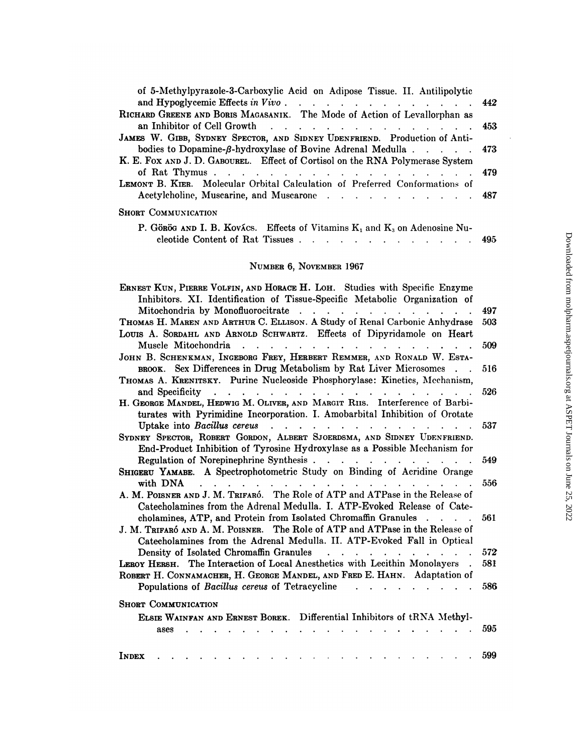of 5-Methylpyrazole-3-Carboxylic Acid on Adipose Tissue. II. Antilipolytic and Hypoglycemic Effects *in Vivo* . . . . . . . . . . . . . . . . . 442

RICHARD GREENE AND BORIS MAGASANIK. The Mode of Action of Levallorphan as an Inhibitor of Cell Growth . . . . . . . . . . . . . . . . . 453

JAMES W. GIBB, SYDNEY SPECTOR, AND SIDNEY UDENFRIEND. Production of Antibodies to Dopamine-$\beta$-hydroxylase of Bovine Adrenal Medulla . . . . . . 473

K. E. FOX AND J. D. GABOUREL. Effect of Cortisol on the RNA Polymerase System of Rat Thymus . . . . . . . . . . . . . . . . . . . 479

LEMONT B. KIER. Molecular Orbital Calculation of Preferred Conformations of Acetylcholine, Muscarine, and Muscarone . . . . . . . . . . . . 487

SHORT COMMUNICATION

P. GÖRÖG AND I. B. KOVÁCS. Effects of Vitamins $K_1$ and $K_3$ on Adenosine Nucleotide Content of Rat Tissues . . . . . . . . . . . . . . 495

## NUMBER 6, NOVEMBER 1967

ERNEST KUN, PIERRE VOLFIN, AND HORACE H. LOH. Studies with Specific Enzyme Inhibitors. XI. Identification of Tissue-Specific Metabolic Organization of Mitochondria by Monofluorocitrate . . . . . . . . . . . . . . 497

THOMAS H. MAREN AND ARTHUR C. ELLISON. A Study of Renal Carbonic Anhydrase 503

LOUIS A. SORDAHL AND ARNOLD SCHWARTZ. Effects of Dipyridamole on Heart Muscle Mitochondria . . . . . . . . . . . . . . . . . . . 509

JOHN B. SCHENKMAN, INGEBORG FREY, HERBERT REMMER, AND RONALD W. ESTABROOK. Sex Differences in Drug Metabolism by Rat Liver Microsomes . . 516

THOMAS A. KRENITSKY. Purine Nucleoside Phosphorylase: Kinetics, Mechanism, and Specificity . . . . . . . . . . . . . . . . . . . . 526

H. GEORGE MANDEL, HEDWIG M. OLIVER, AND MARGIT RIIS. Interference of Barbiturates with Pyrimidine Incorporation. I. Amobarbital Inhibition of Orotate Uptake into *Bacillus cereus* . . . . . . . . . . . . . . . . . 537

SYDNEY SPECTOR, ROBERT GORDON, ALBERT SJOERDSMA, AND SIDNEY UDENFRIEND. End-Product Inhibition of Tyrosine Hydroxylase as a Possible Mechanism for Regulation of Norepinephrine Synthesis . . . . . . . . . . . . . 549

SHIGERU YAMABE. A Spectrophotometric Study on Binding of Acridine Orange with DNA . . . . . . . . . . . . . . . . . . . . . . . 556

A. M. POISNER AND J. M. TRIFARÓ. The Role of ATP and ATPase in the Release of Catecholamines from the Adrenal Medulla. I. ATP-Evoked Release of Catecholamines, ATP, and Protein from Isolated Chromaffin Granules . . . . 561

J. M. TRIFARÓ AND A. M. POISNER. The Role of ATP and ATPase in the Release of Catecholamines from the Adrenal Medulla. II. ATP-Evoked Fall in Optical Density of Isolated Chromaffin Granules . . . . . . . . . . . . 572

LEROY HERSH. The Interaction of Local Anesthetics with Lecithin Monolayers . 581

ROBERT H. CONNAMACHER, H. GEORGE MANDEL, AND FRED E. HAHN. Adaptation of Populations of *Bacillus cereus* of Tetracycline . . . . . . . . . . 586

SHORT COMMUNICATION

ELSIE WAINFAN AND ERNEST BOREK. Differential Inhibitors of tRNA Methylases . . . . . . . . . . . . . . . . . . . . . . . . 595

INDEX . . . . . . . . . . . . . . . . . . . . . . . . . 599